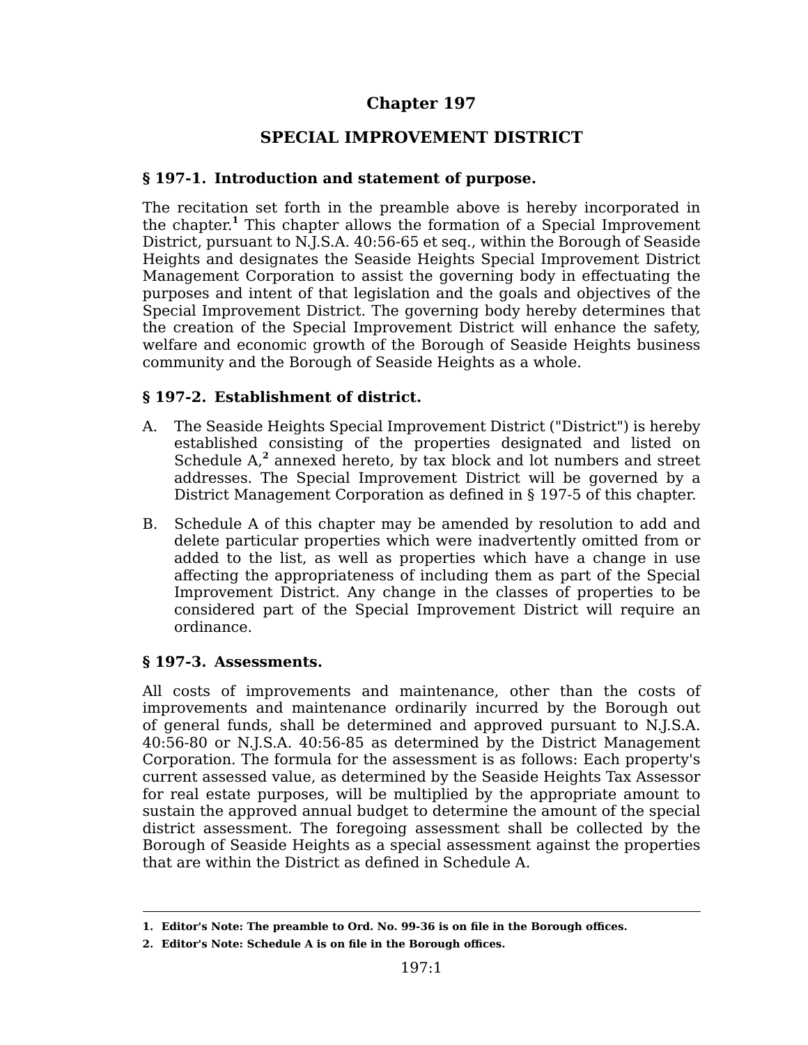# Chapter 197

## SPECIAL IMPROVEMENT DISTRICT

### § 197-1. Introduction and statement of purpose.

The recitation set forth in the preamble above is hereby incorporated in the chapter.[1] This chapter allows the formation of a Special Improvement District, pursuant to N.J.S.A. 40:56-65 et seq., within the Borough of Seaside Heights and designates the Seaside Heights Special Improvement District Management Corporation to assist the governing body in effectuating the purposes and intent of that legislation and the goals and objectives of the Special Improvement District. The governing body hereby determines that the creation of the Special Improvement District will enhance the safety, welfare and economic growth of the Borough of Seaside Heights business community and the Borough of Seaside Heights as a whole.

### § 197-2. Establishment of district.

A. The Seaside Heights Special Improvement District ("District") is hereby established consisting of the properties designated and listed on Schedule A,[2] annexed hereto, by tax block and lot numbers and street addresses. The Special Improvement District will be governed by a District Management Corporation as defined in § 197-5 of this chapter.

B. Schedule A of this chapter may be amended by resolution to add and delete particular properties which were inadvertently omitted from or added to the list, as well as properties which have a change in use affecting the appropriateness of including them as part of the Special Improvement District. Any change in the classes of properties to be considered part of the Special Improvement District will require an ordinance.

### § 197-3. Assessments.

All costs of improvements and maintenance, other than the costs of improvements and maintenance ordinarily incurred by the Borough out of general funds, shall be determined and approved pursuant to N.J.S.A. 40:56-80 or N.J.S.A. 40:56-85 as determined by the District Management Corporation. The formula for the assessment is as follows: Each property's current assessed value, as determined by the Seaside Heights Tax Assessor for real estate purposes, will be multiplied by the appropriate amount to sustain the approved annual budget to determine the amount of the special district assessment. The foregoing assessment shall be collected by the Borough of Seaside Heights as a special assessment against the properties that are within the District as defined in Schedule A.

---

**1. Editor's Note: The preamble to Ord. No. 99-36 is on file in the Borough offices.**

**2. Editor's Note: Schedule A is on file in the Borough offices.**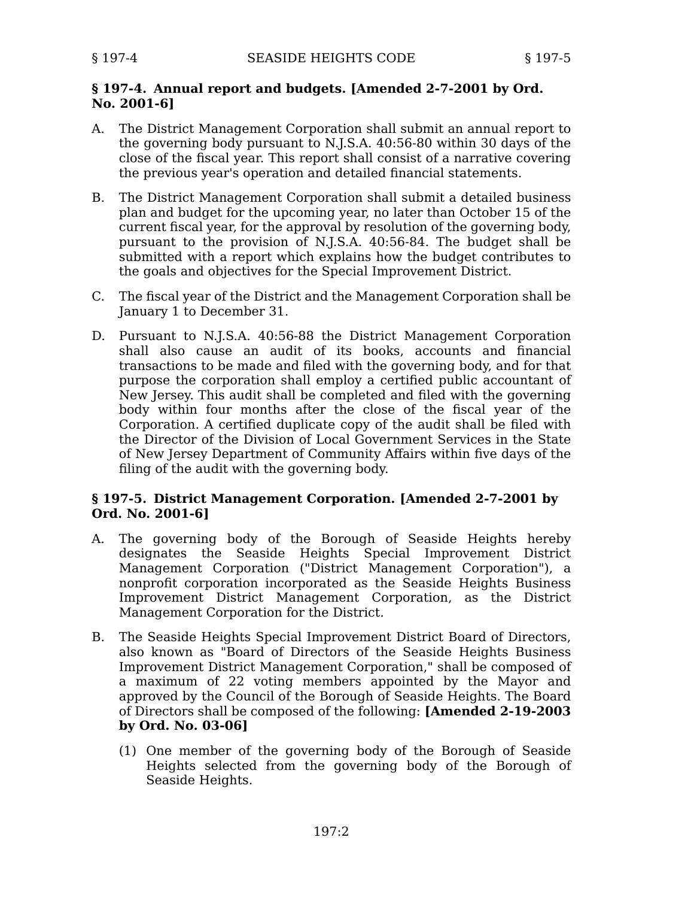### § 197-4. Annual report and budgets. [Amended 2-7-2001 by Ord. No. 2001-6]

A. The District Management Corporation shall submit an annual report to the governing body pursuant to N.J.S.A. 40:56-80 within 30 days of the close of the fiscal year. This report shall consist of a narrative covering the previous year's operation and detailed financial statements.

B. The District Management Corporation shall submit a detailed business plan and budget for the upcoming year, no later than October 15 of the current fiscal year, for the approval by resolution of the governing body, pursuant to the provision of N.J.S.A. 40:56-84. The budget shall be submitted with a report which explains how the budget contributes to the goals and objectives for the Special Improvement District.

C. The fiscal year of the District and the Management Corporation shall be January 1 to December 31.

D. Pursuant to N.J.S.A. 40:56-88 the District Management Corporation shall also cause an audit of its books, accounts and financial transactions to be made and filed with the governing body, and for that purpose the corporation shall employ a certified public accountant of New Jersey. This audit shall be completed and filed with the governing body within four months after the close of the fiscal year of the Corporation. A certified duplicate copy of the audit shall be filed with the Director of the Division of Local Government Services in the State of New Jersey Department of Community Affairs within five days of the filing of the audit with the governing body.

### § 197-5. District Management Corporation. [Amended 2-7-2001 by Ord. No. 2001-6]

A. The governing body of the Borough of Seaside Heights hereby designates the Seaside Heights Special Improvement District Management Corporation ("District Management Corporation"), a nonprofit corporation incorporated as the Seaside Heights Business Improvement District Management Corporation, as the District Management Corporation for the District.

B. The Seaside Heights Special Improvement District Board of Directors, also known as "Board of Directors of the Seaside Heights Business Improvement District Management Corporation," shall be composed of a maximum of 22 voting members appointed by the Mayor and approved by the Council of the Borough of Seaside Heights. The Board of Directors shall be composed of the following: **[Amended 2-19-2003 by Ord. No. 03-06]**

   (1) One member of the governing body of the Borough of Seaside Heights selected from the governing body of the Borough of Seaside Heights.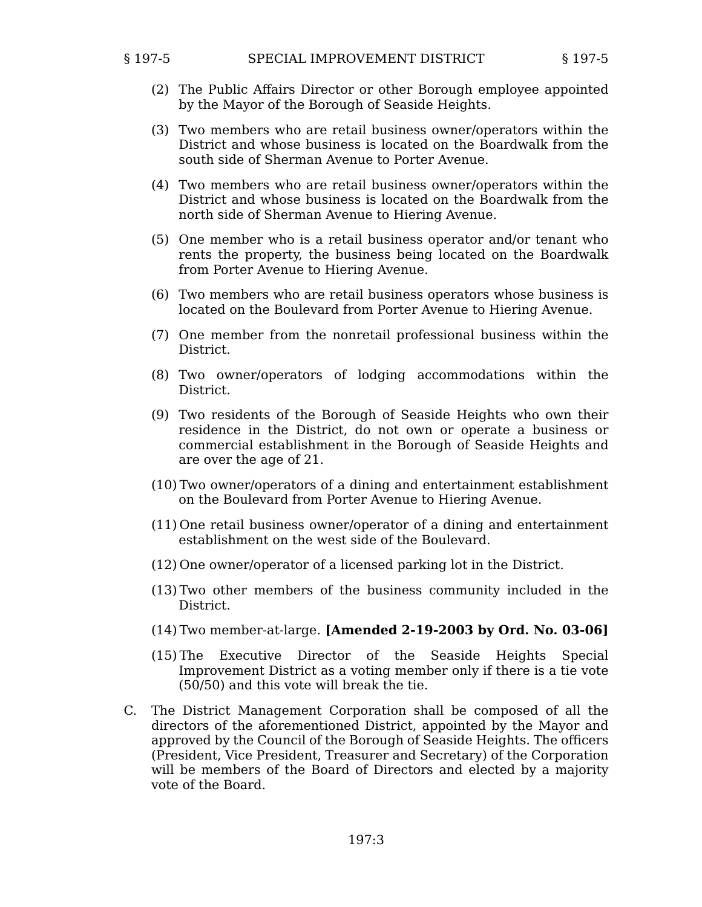(2) The Public Affairs Director or other Borough employee appointed by the Mayor of the Borough of Seaside Heights.

(3) Two members who are retail business owner/operators within the District and whose business is located on the Boardwalk from the south side of Sherman Avenue to Porter Avenue.

(4) Two members who are retail business owner/operators within the District and whose business is located on the Boardwalk from the north side of Sherman Avenue to Hiering Avenue.

(5) One member who is a retail business operator and/or tenant who rents the property, the business being located on the Boardwalk from Porter Avenue to Hiering Avenue.

(6) Two members who are retail business operators whose business is located on the Boulevard from Porter Avenue to Hiering Avenue.

(7) One member from the nonretail professional business within the District.

(8) Two owner/operators of lodging accommodations within the District.

(9) Two residents of the Borough of Seaside Heights who own their residence in the District, do not own or operate a business or commercial establishment in the Borough of Seaside Heights and are over the age of 21.

(10) Two owner/operators of a dining and entertainment establishment on the Boulevard from Porter Avenue to Hiering Avenue.

(11) One retail business owner/operator of a dining and entertainment establishment on the west side of the Boulevard.

(12) One owner/operator of a licensed parking lot in the District.

(13) Two other members of the business community included in the District.

(14) Two member-at-large. **[Amended 2-19-2003 by Ord. No. 03-06]**

(15) The Executive Director of the Seaside Heights Special Improvement District as a voting member only if there is a tie vote (50/50) and this vote will break the tie.

C. The District Management Corporation shall be composed of all the directors of the aforementioned District, appointed by the Mayor and approved by the Council of the Borough of Seaside Heights. The officers (President, Vice President, Treasurer and Secretary) of the Corporation will be members of the Board of Directors and elected by a majority vote of the Board.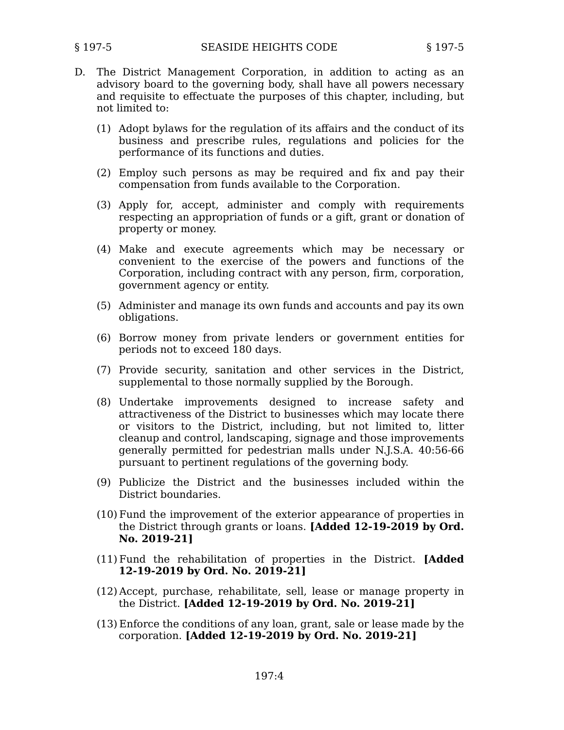D. The District Management Corporation, in addition to acting as an advisory board to the governing body, shall have all powers necessary and requisite to effectuate the purposes of this chapter, including, but not limited to:

   (1) Adopt bylaws for the regulation of its affairs and the conduct of its business and prescribe rules, regulations and policies for the performance of its functions and duties.

   (2) Employ such persons as may be required and fix and pay their compensation from funds available to the Corporation.

   (3) Apply for, accept, administer and comply with requirements respecting an appropriation of funds or a gift, grant or donation of property or money.

   (4) Make and execute agreements which may be necessary or convenient to the exercise of the powers and functions of the Corporation, including contract with any person, firm, corporation, government agency or entity.

   (5) Administer and manage its own funds and accounts and pay its own obligations.

   (6) Borrow money from private lenders or government entities for periods not to exceed 180 days.

   (7) Provide security, sanitation and other services in the District, supplemental to those normally supplied by the Borough.

   (8) Undertake improvements designed to increase safety and attractiveness of the District to businesses which may locate there or visitors to the District, including, but not limited to, litter cleanup and control, landscaping, signage and those improvements generally permitted for pedestrian malls under N.J.S.A. 40:56-66 pursuant to pertinent regulations of the governing body.

   (9) Publicize the District and the businesses included within the District boundaries.

   (10) Fund the improvement of the exterior appearance of properties in the District through grants or loans. **[Added 12-19-2019 by Ord. No. 2019-21]**

   (11) Fund the rehabilitation of properties in the District. **[Added 12-19-2019 by Ord. No. 2019-21]**

   (12) Accept, purchase, rehabilitate, sell, lease or manage property in the District. **[Added 12-19-2019 by Ord. No. 2019-21]**

   (13) Enforce the conditions of any loan, grant, sale or lease made by the corporation. **[Added 12-19-2019 by Ord. No. 2019-21]**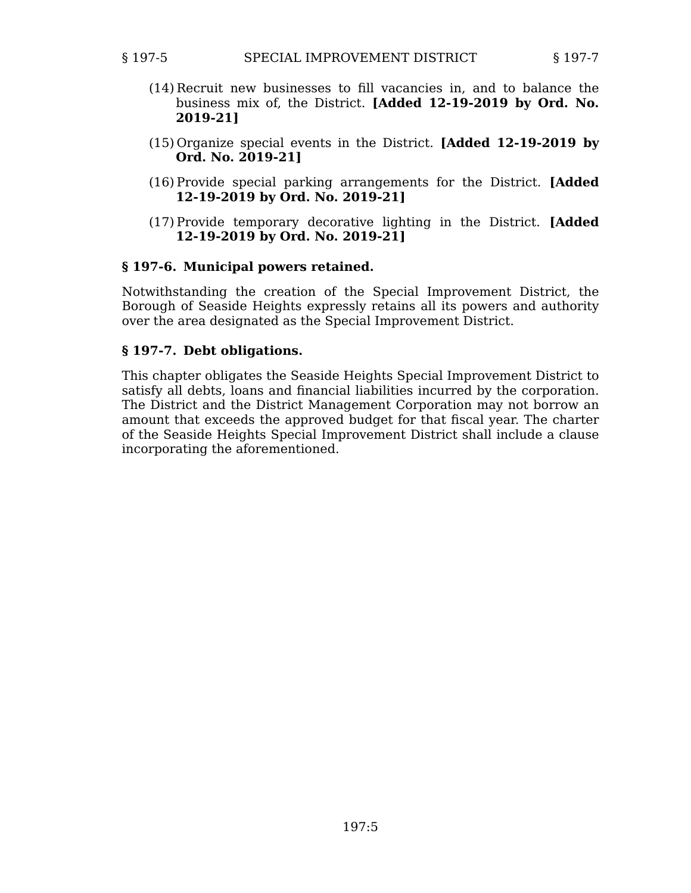(14) Recruit new businesses to fill vacancies in, and to balance the business mix of, the District. **[Added 12-19-2019 by Ord. No. 2019-21]**

(15) Organize special events in the District. **[Added 12-19-2019 by Ord. No. 2019-21]**

(16) Provide special parking arrangements for the District. **[Added 12-19-2019 by Ord. No. 2019-21]**

(17) Provide temporary decorative lighting in the District. **[Added 12-19-2019 by Ord. No. 2019-21]**

### § 197-6. Municipal powers retained.

Notwithstanding the creation of the Special Improvement District, the Borough of Seaside Heights expressly retains all its powers and authority over the area designated as the Special Improvement District.

### § 197-7. Debt obligations.

This chapter obligates the Seaside Heights Special Improvement District to satisfy all debts, loans and financial liabilities incurred by the corporation. The District and the District Management Corporation may not borrow an amount that exceeds the approved budget for that fiscal year. The charter of the Seaside Heights Special Improvement District shall include a clause incorporating the aforementioned.